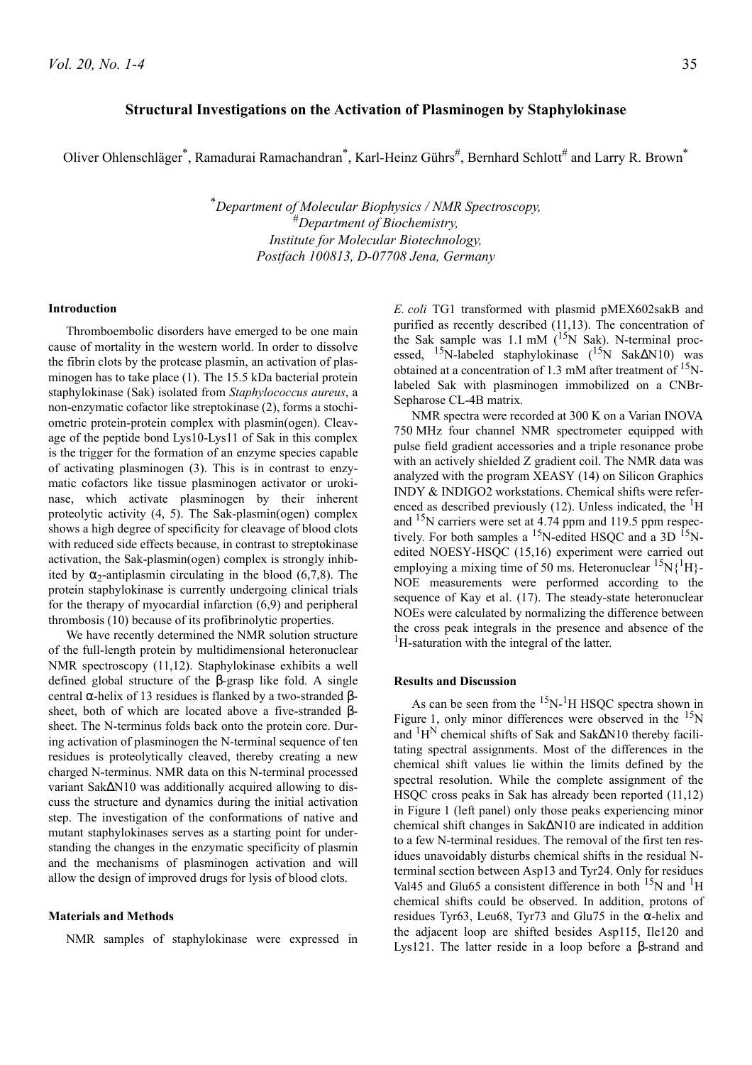# Structural Investigations on the Activation of Plasminogen by Staphylokinase

Oliver Ohlenschläger[*], Ramadurai Ramachandran[*], Karl-Heinz Gührs[#], Bernhard Schlott[#] and Larry R. Brown[*]

[*]*Department of Molecular Biophysics / NMR Spectroscopy,*
[#]*Department of Biochemistry,*
*Institute for Molecular Biotechnology,*
*Postfach 100813, D-07708 Jena, Germany*

### Introduction

Thromboembolic disorders have emerged to be one main cause of mortality in the western world. In order to dissolve the fibrin clots by the protease plasmin, an activation of plasminogen has to take place (1). The 15.5 kDa bacterial protein staphylokinase (Sak) isolated from *Staphylococcus aureus*, a non-enzymatic cofactor like streptokinase (2), forms a stochiometric protein-protein complex with plasmin(ogen). Cleavage of the peptide bond Lys10-Lys11 of Sak in this complex is the trigger for the formation of an enzyme species capable of activating plasminogen (3). This is in contrast to enzymatic cofactors like tissue plasminogen activator or urokinase, which activate plasminogen by their inherent proteolytic activity (4, 5). The Sak-plasmin(ogen) complex shows a high degree of specificity for cleavage of blood clots with reduced side effects because, in contrast to streptokinase activation, the Sak-plasmin(ogen) complex is strongly inhibited by $\alpha_2$-antiplasmin circulating in the blood (6,7,8). The protein staphylokinase is currently undergoing clinical trials for the therapy of myocardial infarction (6,9) and peripheral thrombosis (10) because of its profibrinolytic properties.

We have recently determined the NMR solution structure of the full-length protein by multidimensional heteronuclear NMR spectroscopy (11,12). Staphylokinase exhibits a well defined global structure of the β-grasp like fold. A single central α-helix of 13 residues is flanked by a two-stranded β-sheet, both of which are located above a five-stranded β-sheet. The N-terminus folds back onto the protein core. During activation of plasminogen the N-terminal sequence of ten residues is proteolytically cleaved, thereby creating a new charged N-terminus. NMR data on this N-terminal processed variant SakΔN10 was additionally acquired allowing to discuss the structure and dynamics during the initial activation step. The investigation of the conformations of native and mutant staphylokinases serves as a starting point for understanding the changes in the enzymatic specificity of plasmin and the mechanisms of plasminogen activation and will allow the design of improved drugs for lysis of blood clots.

### Materials and Methods

NMR samples of staphylokinase were expressed in *E. coli* TG1 transformed with plasmid pMEX602sakB and purified as recently described (11,13). The concentration of the Sak sample was 1.1 mM ($^{15}$N Sak). N-terminal processed, $^{15}$N-labeled staphylokinase ($^{15}$N SakΔN10) was obtained at a concentration of 1.3 mM after treatment of $^{15}$N-labeled Sak with plasminogen immobilized on a CNBr-Sepharose CL-4B matrix.

NMR spectra were recorded at 300 K on a Varian INOVA 750 MHz four channel NMR spectrometer equipped with pulse field gradient accessories and a triple resonance probe with an actively shielded Z gradient coil. The NMR data was analyzed with the program XEASY (14) on Silicon Graphics INDY & INDIGO2 workstations. Chemical shifts were referenced as described previously (12). Unless indicated, the $^1$H and $^{15}$N carriers were set at 4.74 ppm and 119.5 ppm respectively. For both samples a $^{15}$N-edited HSQC and a 3D $^{15}$N-edited NOESY-HSQC (15,16) experiment were carried out employing a mixing time of 50 ms. Heteronuclear $^{15}$N{$^1$H}-NOE measurements were performed according to the sequence of Kay et al. (17). The steady-state heteronuclear NOEs were calculated by normalizing the difference between the cross peak integrals in the presence and absence of the $^1$H-saturation with the integral of the latter.

### Results and Discussion

As can be seen from the $^{15}$N-$^1$H HSQC spectra shown in Figure 1, only minor differences were observed in the $^{15}$N and $^1$H$^N$ chemical shifts of Sak and SakΔN10 thereby facilitating spectral assignments. Most of the differences in the chemical shift values lie within the limits defined by the spectral resolution. While the complete assignment of the HSQC cross peaks in Sak has already been reported (11,12) in Figure 1 (left panel) only those peaks experiencing minor chemical shift changes in SakΔN10 are indicated in addition to a few N-terminal residues. The removal of the first ten residues unavoidably disturbs chemical shifts in the residual N-terminal section between Asp13 and Tyr24. Only for residues Val45 and Glu65 a consistent difference in both $^{15}$N and $^1$H chemical shifts could be observed. In addition, protons of residues Tyr63, Leu68, Tyr73 and Glu75 in the α-helix and the adjacent loop are shifted besides Asp115, Ile120 and Lys121. The latter reside in a loop before a β-strand and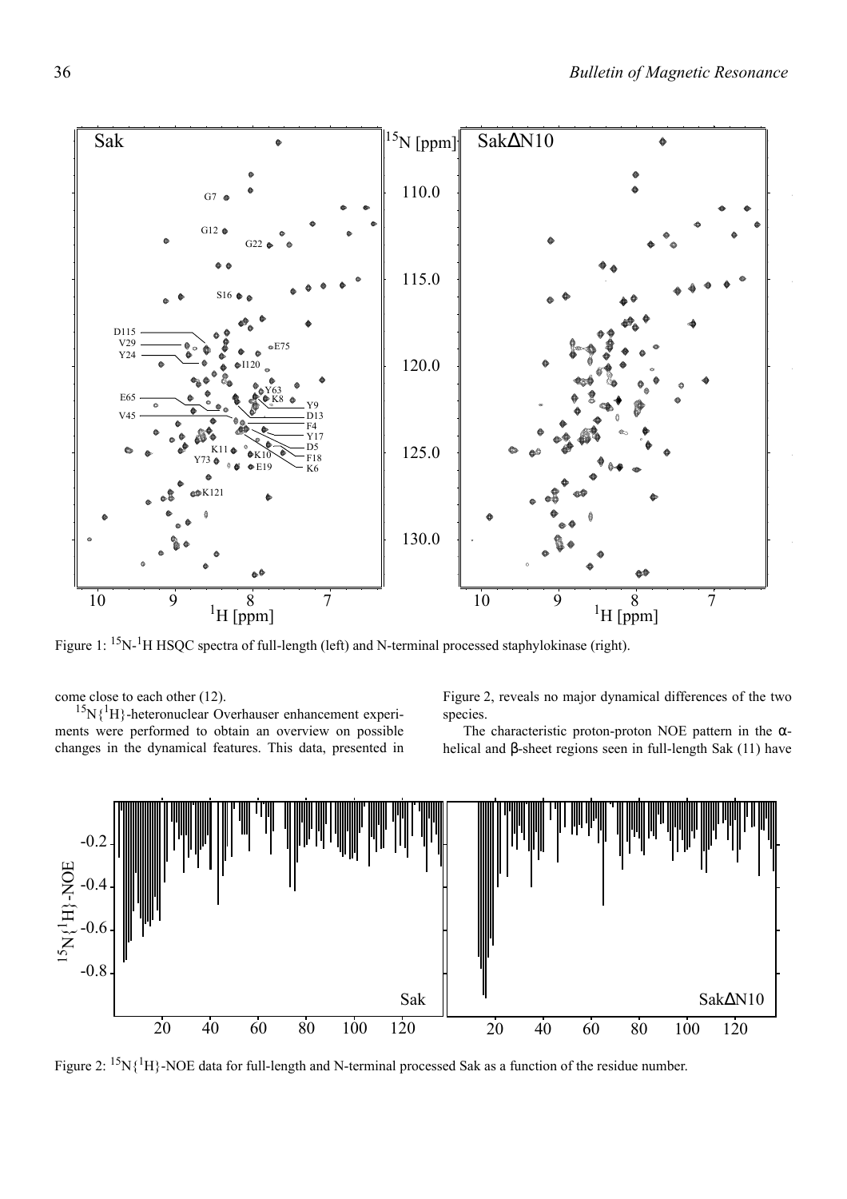Figure 1: $^{15}N$-$^{1}H$ HSQC spectra of full-length (left) and N-terminal processed staphylokinase (right).

come close to each other (12).

$^{15}N\{^{1}H\}$-heteronuclear Overhauser enhancement experiments were performed to obtain an overview on possible changes in the dynamical features. This data, presented in Figure 2, reveals no major dynamical differences of the two species.

The characteristic proton-proton NOE pattern in the α-helical and β-sheet regions seen in full-length Sak (11) have

Figure 2: $^{15}N\{^{1}H\}$-NOE data for full-length and N-terminal processed Sak as a function of the residue number.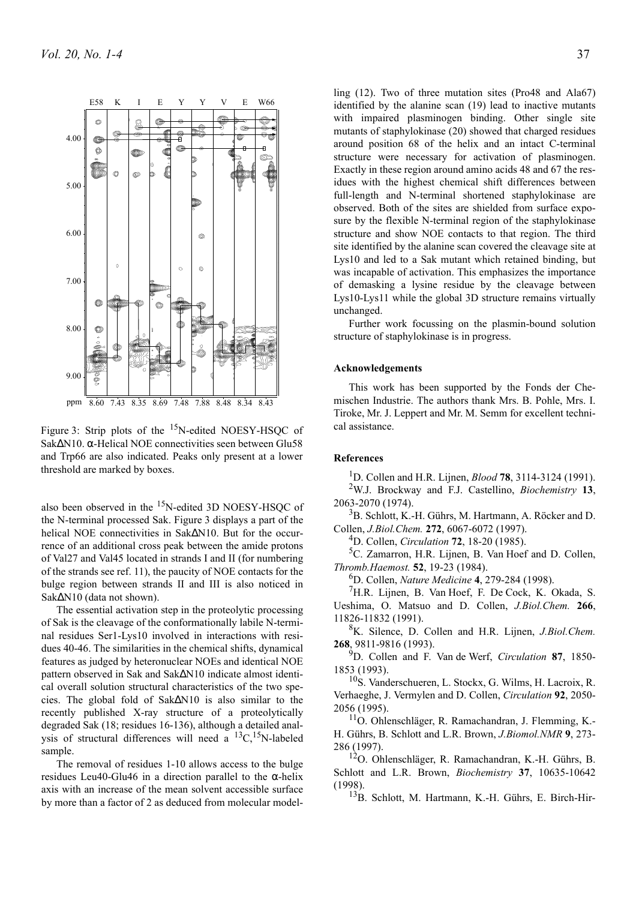Figure 3: Strip plots of the $^{15}$N-edited NOESY-HSQC of SakΔN10. α-Helical NOE connectivities seen between Glu58 and Trp66 are also indicated. Peaks only present at a lower threshold are marked by boxes.

also been observed in the $^{15}$N-edited 3D NOESY-HSQC of the N-terminal processed Sak. Figure 3 displays a part of the helical NOE connectivities in SakΔN10. But for the occurrence of an additional cross peak between the amide protons of Val27 and Val45 located in strands I and II (for numbering of the strands see ref. 11), the paucity of NOE contacts for the bulge region between strands II and III is also noticed in SakΔN10 (data not shown).

The essential activation step in the proteolytic processing of Sak is the cleavage of the conformationally labile N-terminal residues Ser1-Lys10 involved in interactions with residues 40-46. The similarities in the chemical shifts, dynamical features as judged by heteronuclear NOEs and identical NOE pattern observed in Sak and SakΔN10 indicate almost identical overall solution structural characteristics of the two species. The global fold of SakΔN10 is also similar to the recently published X-ray structure of a proteolytically degraded Sak (18; residues 16-136), although a detailed analysis of structural differences will need a $^{13}$C,$^{15}$N-labeled sample.

The removal of residues 1-10 allows access to the bulge residues Leu40-Glu46 in a direction parallel to the α-helix axis with an increase of the mean solvent accessible surface by more than a factor of 2 as deduced from molecular modelling (12). Two of three mutation sites (Pro48 and Ala67) identified by the alanine scan (19) lead to inactive mutants with impaired plasminogen binding. Other single site mutants of staphylokinase (20) showed that charged residues around position 68 of the helix and an intact C-terminal structure were necessary for activation of plasminogen. Exactly in these region around amino acids 48 and 67 the residues with the highest chemical shift differences between full-length and N-terminal shortened staphylokinase are observed. Both of the sites are shielded from surface exposure by the flexible N-terminal region of the staphylokinase structure and show NOE contacts to that region. The third site identified by the alanine scan covered the cleavage site at Lys10 and led to a Sak mutant which retained binding, but was incapable of activation. This emphasizes the importance of demasking a lysine residue by the cleavage between Lys10-Lys11 while the global 3D structure remains virtually unchanged.

Further work focussing on the plasmin-bound solution structure of staphylokinase is in progress.

## Acknowledgements

This work has been supported by the Fonds der Chemischen Industrie. The authors thank Mrs. B. Pohle, Mrs. I. Tiroke, Mr. J. Leppert and Mr. M. Semm for excellent technical assistance.

## References

[1] D. Collen and H.R. Lijnen, *Blood* **78**, 3114-3124 (1991).

[2] W.J. Brockway and F.J. Castellino, *Biochemistry* **13**, 2063-2070 (1974).

[3] B. Schlott, K.-H. Gührs, M. Hartmann, A. Röcker and D. Collen, *J.Biol.Chem.* **272**, 6067-6072 (1997).

[4] D. Collen, *Circulation* **72**, 18-20 (1985).

[5] C. Zamarron, H.R. Lijnen, B. Van Hoef and D. Collen, *Thromb.Haemost.* **52**, 19-23 (1984).

[6] D. Collen, *Nature Medicine* **4**, 279-284 (1998).

[7] H.R. Lijnen, B. Van Hoef, F. De Cock, K. Okada, S. Ueshima, O. Matsuo and D. Collen, *J.Biol.Chem.* **266**, 11826-11832 (1991).

[8] K. Silence, D. Collen and H.R. Lijnen, *J.Biol.Chem.* **268**, 9811-9816 (1993).

[9] D. Collen and F. Van de Werf, *Circulation* **87**, 1850-1853 (1993).

[10] S. Vanderschueren, L. Stockx, G. Wilms, H. Lacroix, R. Verhaeghe, J. Vermylen and D. Collen, *Circulation* **92**, 2050-2056 (1995).

[11] O. Ohlenschläger, R. Ramachandran, J. Flemming, K.-H. Gührs, B. Schlott and L.R. Brown, *J.Biomol.NMR* **9**, 273-286 (1997).

[12] O. Ohlenschläger, R. Ramachandran, K.-H. Gührs, B. Schlott and L.R. Brown, *Biochemistry* **37**, 10635-10642 (1998).

[13] B. Schlott, M. Hartmann, K.-H. Gührs, E. Birch-Hir-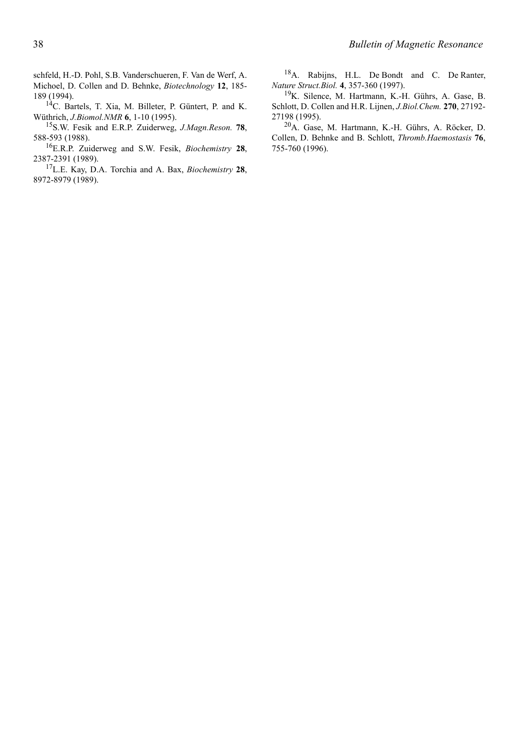schfeld, H.-D. Pohl, S.B. Vanderschueren, F. Van de Werf, A. Michoel, D. Collen and D. Behnke, *Biotechnology* **12**, 185-189 (1994).

[14]C. Bartels, T. Xia, M. Billeter, P. Güntert, P. and K. Wüthrich, *J.Biomol.NMR* **6**, 1-10 (1995).

[15]S.W. Fesik and E.R.P. Zuiderweg, *J.Magn.Reson.* **78**, 588-593 (1988).

[16]E.R.P. Zuiderweg and S.W. Fesik, *Biochemistry* **28**, 2387-2391 (1989).

[17]L.E. Kay, D.A. Torchia and A. Bax, *Biochemistry* **28**, 8972-8979 (1989).

[18]A. Rabijns, H.L. De Bondt and C. De Ranter, *Nature Struct.Biol.* **4**, 357-360 (1997).

[19]K. Silence, M. Hartmann, K.-H. Gührs, A. Gase, B. Schlott, D. Collen and H.R. Lijnen, *J.Biol.Chem.* **270**, 27192-27198 (1995).

[20]A. Gase, M. Hartmann, K.-H. Gührs, A. Röcker, D. Collen, D. Behnke and B. Schlott, *Thromb.Haemostasis* **76**, 755-760 (1996).